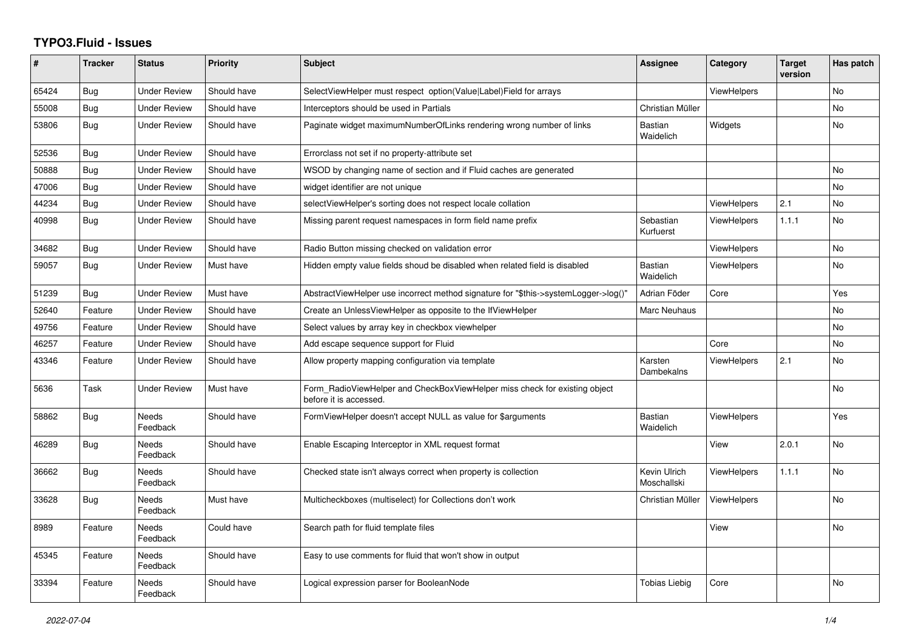# TYPO3.Fluid - Issues

| # | Tracker | Status | Priority | Subject | Assignee | Category | Target version | Has patch |
|---|---|---|---|---|---|---|---|---|
| 65424 | Bug | Under Review | Should have | SelectViewHelper must respect option(Value\|Label)Field for arrays | | ViewHelpers | | No |
| 55008 | Bug | Under Review | Should have | Interceptors should be used in Partials | Christian Müller | | | No |
| 53806 | Bug | Under Review | Should have | Paginate widget maximumNumberOfLinks rendering wrong number of links | Bastian Waidelich | Widgets | | No |
| 52536 | Bug | Under Review | Should have | Errorclass not set if no property-attribute set | | | | |
| 50888 | Bug | Under Review | Should have | WSOD by changing name of section and if Fluid caches are generated | | | | No |
| 47006 | Bug | Under Review | Should have | widget identifier are not unique | | | | No |
| 44234 | Bug | Under Review | Should have | selectViewHelper's sorting does not respect locale collation | | ViewHelpers | 2.1 | No |
| 40998 | Bug | Under Review | Should have | Missing parent request namespaces in form field name prefix | Sebastian Kurfuerst | ViewHelpers | 1.1.1 | No |
| 34682 | Bug | Under Review | Should have | Radio Button missing checked on validation error | | ViewHelpers | | No |
| 59057 | Bug | Under Review | Must have | Hidden empty value fields shoud be disabled when related field is disabled | Bastian Waidelich | ViewHelpers | | No |
| 51239 | Bug | Under Review | Must have | AbstractViewHelper use incorrect method signature for "$this->systemLogger->log()" | Adrian Föder | Core | | Yes |
| 52640 | Feature | Under Review | Should have | Create an UnlessViewHelper as opposite to the IfViewHelper | Marc Neuhaus | | | No |
| 49756 | Feature | Under Review | Should have | Select values by array key in checkbox viewhelper | | | | No |
| 46257 | Feature | Under Review | Should have | Add escape sequence support for Fluid | | Core | | No |
| 43346 | Feature | Under Review | Should have | Allow property mapping configuration via template | Karsten Dambekalns | ViewHelpers | 2.1 | No |
| 5636 | Task | Under Review | Must have | Form_RadioViewHelper and CheckBoxViewHelper miss check for existing object before it is accessed. | | | | No |
| 58862 | Bug | Needs Feedback | Should have | FormViewHelper doesn't accept NULL as value for $arguments | Bastian Waidelich | ViewHelpers | | Yes |
| 46289 | Bug | Needs Feedback | Should have | Enable Escaping Interceptor in XML request format | | View | 2.0.1 | No |
| 36662 | Bug | Needs Feedback | Should have | Checked state isn't always correct when property is collection | Kevin Ulrich Moschallski | ViewHelpers | 1.1.1 | No |
| 33628 | Bug | Needs Feedback | Must have | Multicheckboxes (multiselect) for Collections don't work | Christian Müller | ViewHelpers | | No |
| 8989 | Feature | Needs Feedback | Could have | Search path for fluid template files | | View | | No |
| 45345 | Feature | Needs Feedback | Should have | Easy to use comments for fluid that won't show in output | | | | |
| 33394 | Feature | Needs Feedback | Should have | Logical expression parser for BooleanNode | Tobias Liebig | Core | | No |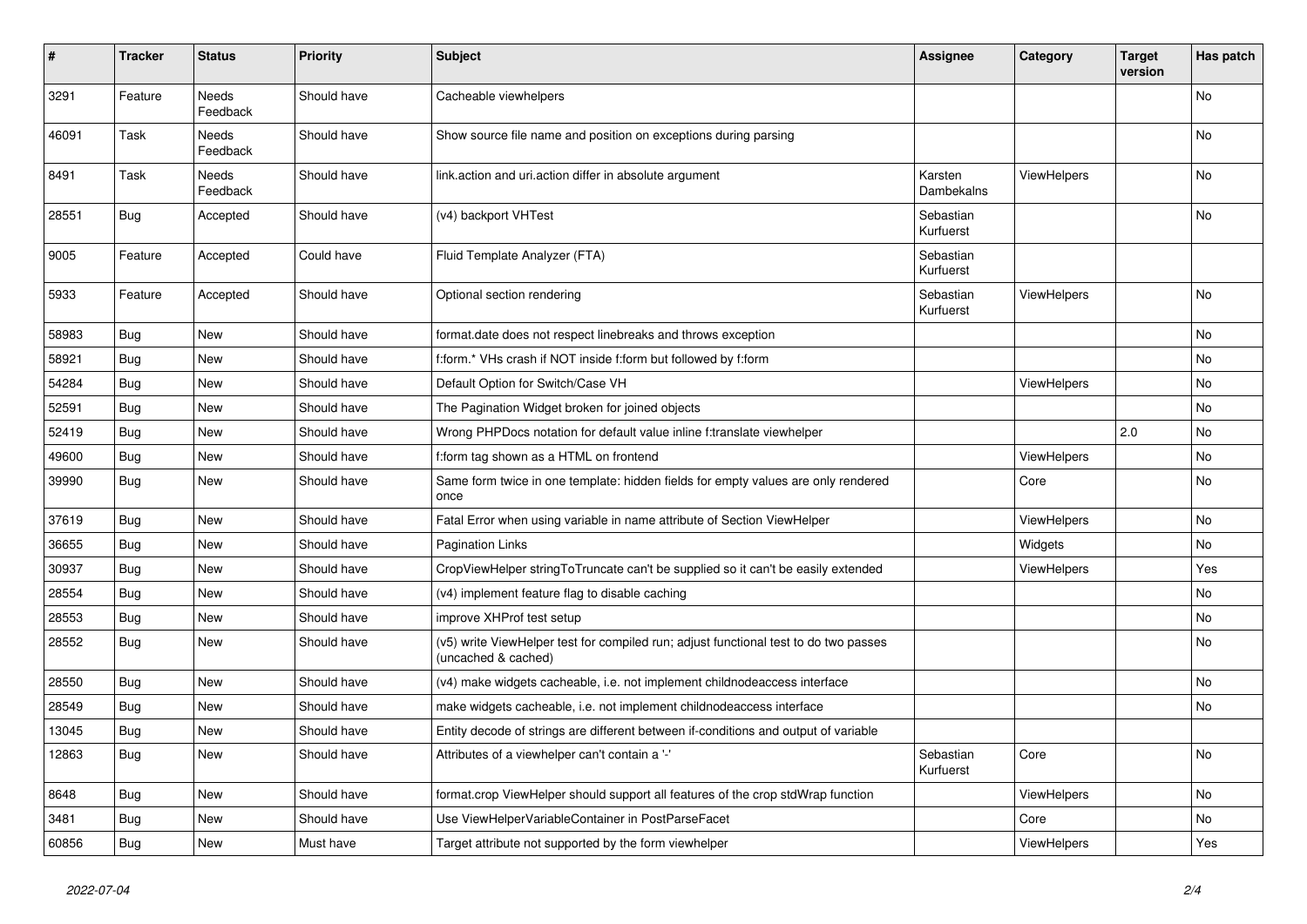| # | Tracker | Status | Priority | Subject | Assignee | Category | Target version | Has patch |
|---|---|---|---|---|---|---|---|---|
| 3291 | Feature | Needs Feedback | Should have | Cacheable viewhelpers | | | | No |
| 46091 | Task | Needs Feedback | Should have | Show source file name and position on exceptions during parsing | | | | No |
| 8491 | Task | Needs Feedback | Should have | link.action and uri.action differ in absolute argument | Karsten Dambekalns | ViewHelpers | | No |
| 28551 | Bug | Accepted | Should have | (v4) backport VHTest | Sebastian Kurfuerst | | | No |
| 9005 | Feature | Accepted | Could have | Fluid Template Analyzer (FTA) | Sebastian Kurfuerst | | | |
| 5933 | Feature | Accepted | Should have | Optional section rendering | Sebastian Kurfuerst | ViewHelpers | | No |
| 58983 | Bug | New | Should have | format.date does not respect linebreaks and throws exception | | | | No |
| 58921 | Bug | New | Should have | f:form.* VHs crash if NOT inside f:form but followed by f:form | | | | No |
| 54284 | Bug | New | Should have | Default Option for Switch/Case VH | | ViewHelpers | | No |
| 52591 | Bug | New | Should have | The Pagination Widget broken for joined objects | | | | No |
| 52419 | Bug | New | Should have | Wrong PHPDocs notation for default value inline f:translate viewhelper | | | 2.0 | No |
| 49600 | Bug | New | Should have | f:form tag shown as a HTML on frontend | | ViewHelpers | | No |
| 39990 | Bug | New | Should have | Same form twice in one template: hidden fields for empty values are only rendered once | | Core | | No |
| 37619 | Bug | New | Should have | Fatal Error when using variable in name attribute of Section ViewHelper | | ViewHelpers | | No |
| 36655 | Bug | New | Should have | Pagination Links | | Widgets | | No |
| 30937 | Bug | New | Should have | CropViewHelper stringToTruncate can't be supplied so it can't be easily extended | | ViewHelpers | | Yes |
| 28554 | Bug | New | Should have | (v4) implement feature flag to disable caching | | | | No |
| 28553 | Bug | New | Should have | improve XHProf test setup | | | | No |
| 28552 | Bug | New | Should have | (v5) write ViewHelper test for compiled run; adjust functional test to do two passes (uncached & cached) | | | | No |
| 28550 | Bug | New | Should have | (v4) make widgets cacheable, i.e. not implement childnodeaccess interface | | | | No |
| 28549 | Bug | New | Should have | make widgets cacheable, i.e. not implement childnodeaccess interface | | | | No |
| 13045 | Bug | New | Should have | Entity decode of strings are different between if-conditions and output of variable | | | | |
| 12863 | Bug | New | Should have | Attributes of a viewhelper can't contain a '-' | Sebastian Kurfuerst | Core | | No |
| 8648 | Bug | New | Should have | format.crop ViewHelper should support all features of the crop stdWrap function | | ViewHelpers | | No |
| 3481 | Bug | New | Should have | Use ViewHelperVariableContainer in PostParseFacet | | Core | | No |
| 60856 | Bug | New | Must have | Target attribute not supported by the form viewhelper | | ViewHelpers | | Yes |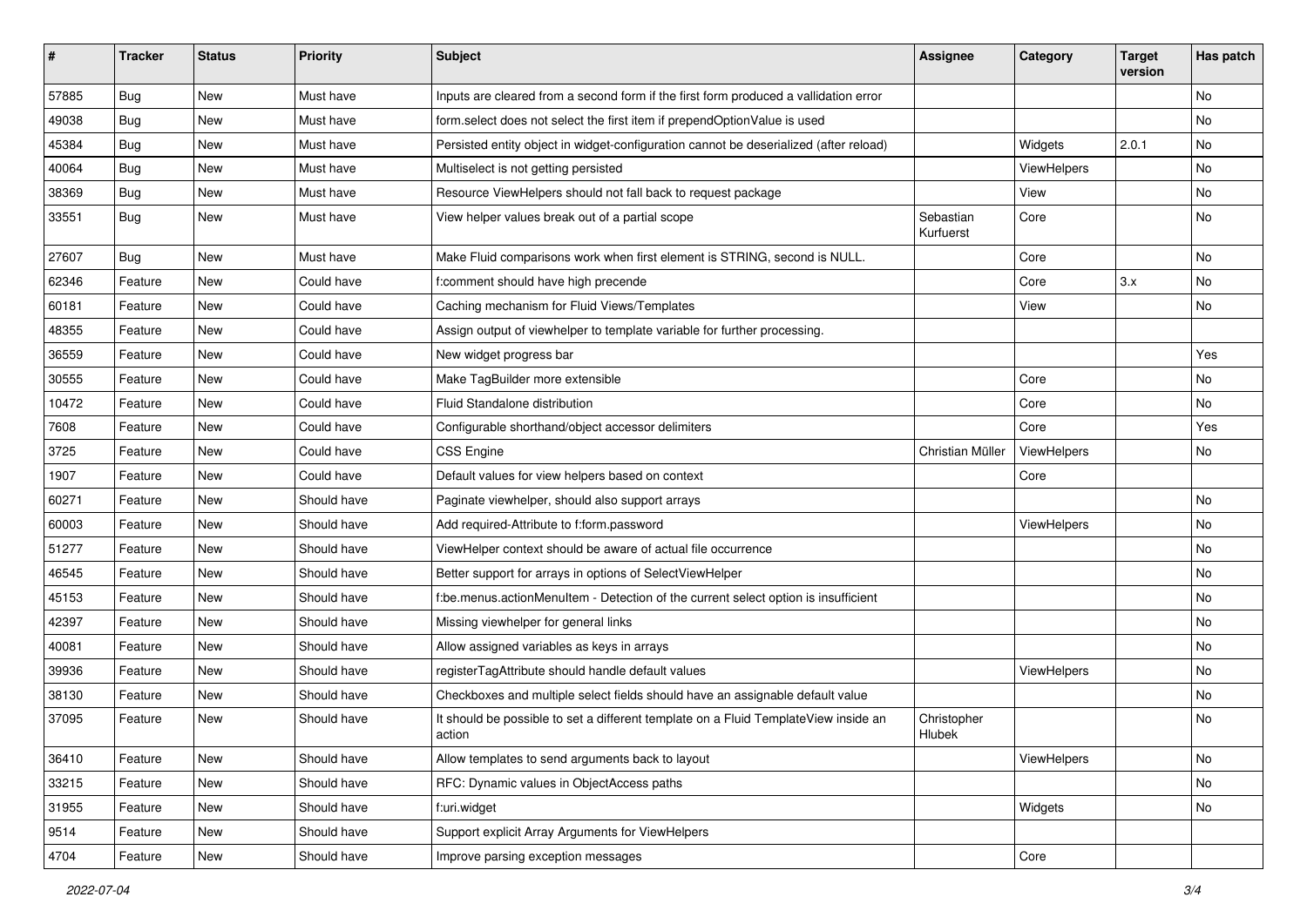| # | Tracker | Status | Priority | Subject | Assignee | Category | Target version | Has patch |
|---|---|---|---|---|---|---|---|---|
| 57885 | Bug | New | Must have | Inputs are cleared from a second form if the first form produced a vallidation error | | | | No |
| 49038 | Bug | New | Must have | form.select does not select the first item if prependOptionValue is used | | | | No |
| 45384 | Bug | New | Must have | Persisted entity object in widget-configuration cannot be deserialized (after reload) | | Widgets | 2.0.1 | No |
| 40064 | Bug | New | Must have | Multiselect is not getting persisted | | ViewHelpers | | No |
| 38369 | Bug | New | Must have | Resource ViewHelpers should not fall back to request package | | View | | No |
| 33551 | Bug | New | Must have | View helper values break out of a partial scope | Sebastian Kurfuerst | Core | | No |
| 27607 | Bug | New | Must have | Make Fluid comparisons work when first element is STRING, second is NULL. | | Core | | No |
| 62346 | Feature | New | Could have | f:comment should have high precende | | Core | 3.x | No |
| 60181 | Feature | New | Could have | Caching mechanism for Fluid Views/Templates | | View | | No |
| 48355 | Feature | New | Could have | Assign output of viewhelper to template variable for further processing. | | | | |
| 36559 | Feature | New | Could have | New widget progress bar | | | | Yes |
| 30555 | Feature | New | Could have | Make TagBuilder more extensible | | Core | | No |
| 10472 | Feature | New | Could have | Fluid Standalone distribution | | Core | | No |
| 7608 | Feature | New | Could have | Configurable shorthand/object accessor delimiters | | Core | | Yes |
| 3725 | Feature | New | Could have | CSS Engine | Christian Müller | ViewHelpers | | No |
| 1907 | Feature | New | Could have | Default values for view helpers based on context | | Core | | |
| 60271 | Feature | New | Should have | Paginate viewhelper, should also support arrays | | | | No |
| 60003 | Feature | New | Should have | Add required-Attribute to f:form.password | | ViewHelpers | | No |
| 51277 | Feature | New | Should have | ViewHelper context should be aware of actual file occurrence | | | | No |
| 46545 | Feature | New | Should have | Better support for arrays in options of SelectViewHelper | | | | No |
| 45153 | Feature | New | Should have | f:be.menus.actionMenuItem - Detection of the current select option is insufficient | | | | No |
| 42397 | Feature | New | Should have | Missing viewhelper for general links | | | | No |
| 40081 | Feature | New | Should have | Allow assigned variables as keys in arrays | | | | No |
| 39936 | Feature | New | Should have | registerTagAttribute should handle default values | | ViewHelpers | | No |
| 38130 | Feature | New | Should have | Checkboxes and multiple select fields should have an assignable default value | | | | No |
| 37095 | Feature | New | Should have | It should be possible to set a different template on a Fluid TemplateView inside an action | Christopher Hlubek | | | No |
| 36410 | Feature | New | Should have | Allow templates to send arguments back to layout | | ViewHelpers | | No |
| 33215 | Feature | New | Should have | RFC: Dynamic values in ObjectAccess paths | | | | No |
| 31955 | Feature | New | Should have | f:uri.widget | | Widgets | | No |
| 9514 | Feature | New | Should have | Support explicit Array Arguments for ViewHelpers | | | | |
| 4704 | Feature | New | Should have | Improve parsing exception messages | | Core | | |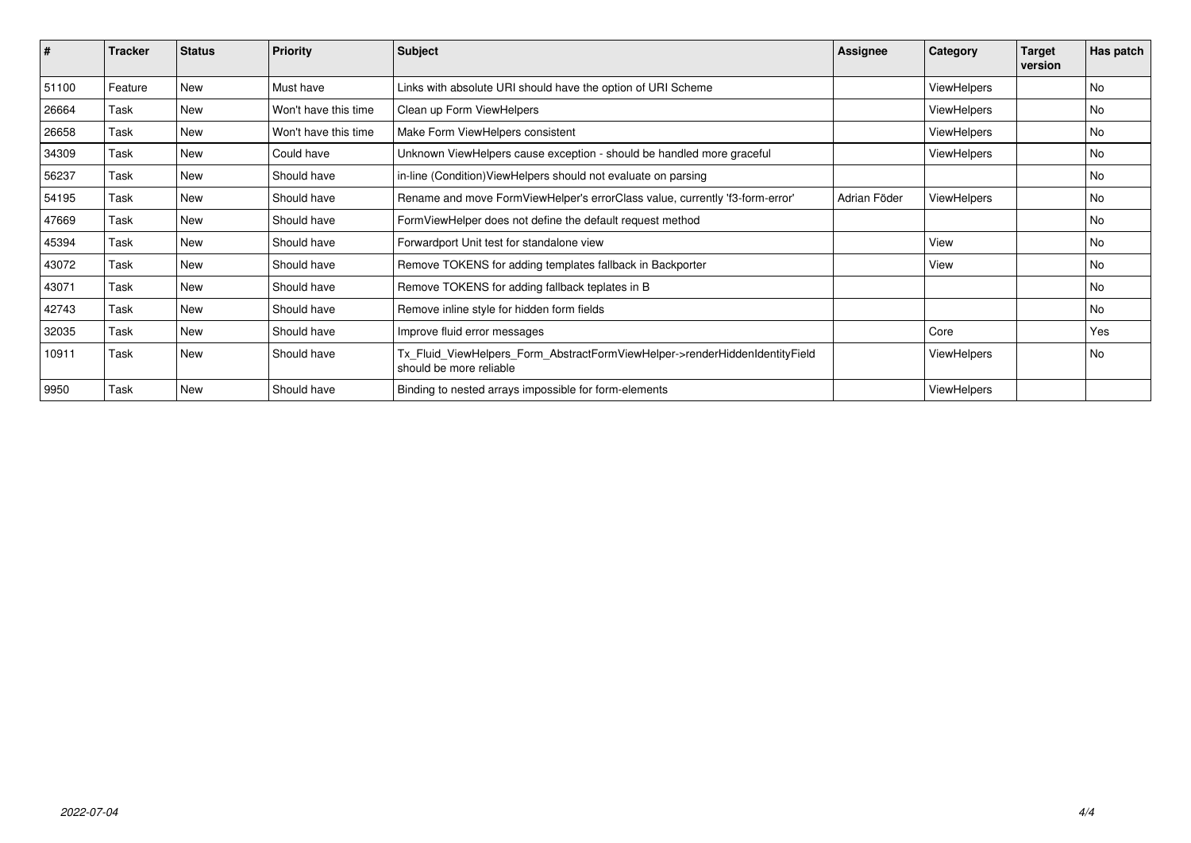| # | Tracker | Status | Priority | Subject | Assignee | Category | Target version | Has patch |
|---|---|---|---|---|---|---|---|---|
| 51100 | Feature | New | Must have | Links with absolute URI should have the option of URI Scheme | | ViewHelpers | | No |
| 26664 | Task | New | Won't have this time | Clean up Form ViewHelpers | | ViewHelpers | | No |
| 26658 | Task | New | Won't have this time | Make Form ViewHelpers consistent | | ViewHelpers | | No |
| 34309 | Task | New | Could have | Unknown ViewHelpers cause exception - should be handled more graceful | | ViewHelpers | | No |
| 56237 | Task | New | Should have | in-line (Condition)ViewHelpers should not evaluate on parsing | | | | No |
| 54195 | Task | New | Should have | Rename and move FormViewHelper's errorClass value, currently 'f3-form-error' | Adrian Föder | ViewHelpers | | No |
| 47669 | Task | New | Should have | FormViewHelper does not define the default request method | | | | No |
| 45394 | Task | New | Should have | Forwardport Unit test for standalone view | | View | | No |
| 43072 | Task | New | Should have | Remove TOKENS for adding templates fallback in Backporter | | View | | No |
| 43071 | Task | New | Should have | Remove TOKENS for adding fallback teplates in B | | | | No |
| 42743 | Task | New | Should have | Remove inline style for hidden form fields | | | | No |
| 32035 | Task | New | Should have | Improve fluid error messages | | Core | | Yes |
| 10911 | Task | New | Should have | Tx_Fluid_ViewHelpers_Form_AbstractFormViewHelper->renderHiddenIdentityField should be more reliable | | ViewHelpers | | No |
| 9950 | Task | New | Should have | Binding to nested arrays impossible for form-elements | | ViewHelpers | | |

*2022-07-04*